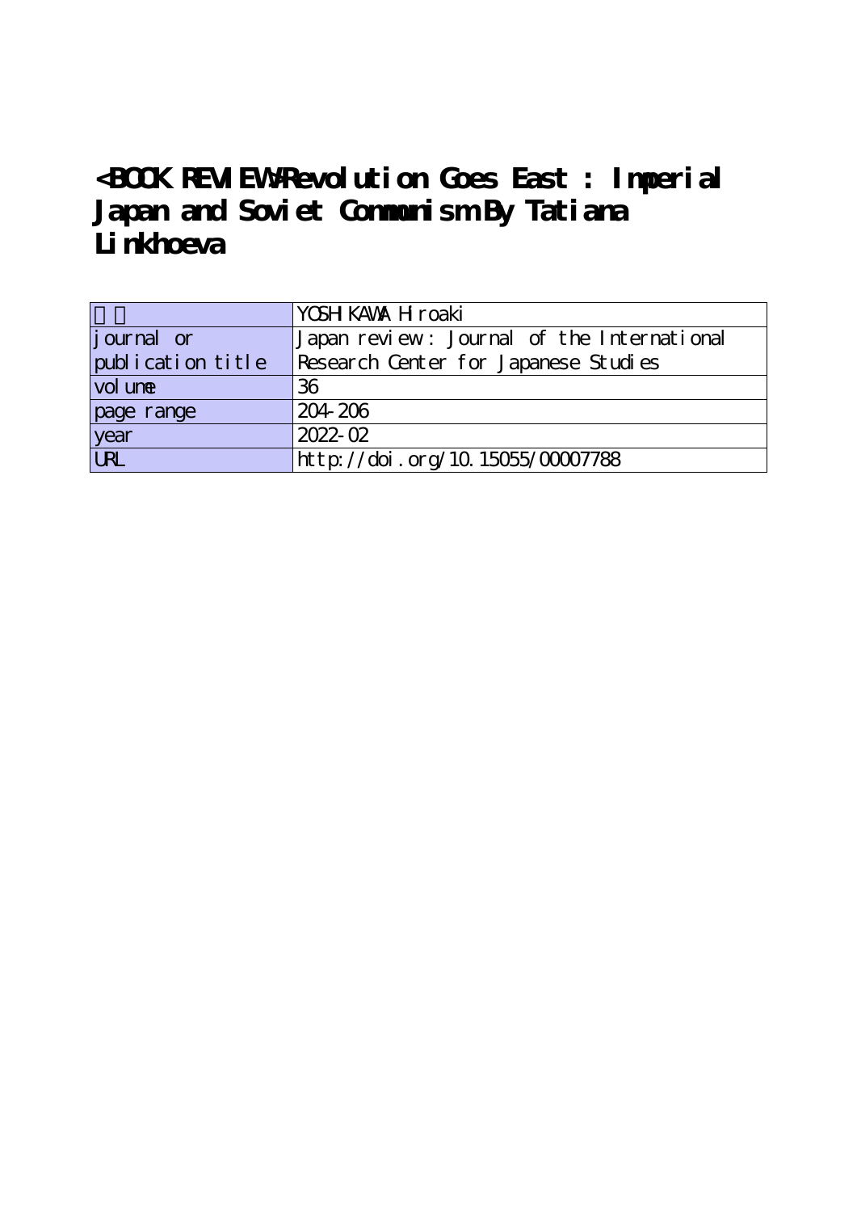# <BOOK REVIEW>Revolution Goes East : Imperial Japan and Soviet Communism By Tatiana Linkhoeva

| 著者 | YOSHIKAWA Hiroaki |
|---|---|
| journal or publication title | Japan review : Journal of the International Research Center for Japanese Studies |
| volume | 36 |
| page range | 204-206 |
| year | 2022-02 |
| URL | http://doi.org/10.15055/00007788 |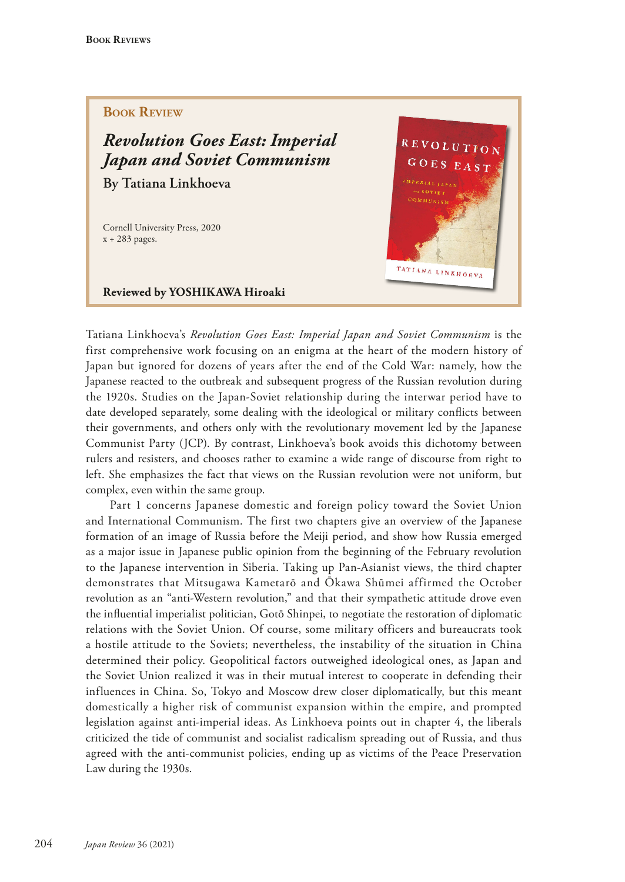## Book Review

### *Revolution Goes East: Imperial Japan and Soviet Communism*

**By Tatiana Linkhoeva**

Cornell University Press, 2020
x + 283 pages.

**Reviewed by YOSHIKAWA Hiroaki**

Tatiana Linkhoeva's *Revolution Goes East: Imperial Japan and Soviet Communism* is the first comprehensive work focusing on an enigma at the heart of the modern history of Japan but ignored for dozens of years after the end of the Cold War: namely, how the Japanese reacted to the outbreak and subsequent progress of the Russian revolution during the 1920s. Studies on the Japan-Soviet relationship during the interwar period have to date developed separately, some dealing with the ideological or military conflicts between their governments, and others only with the revolutionary movement led by the Japanese Communist Party (JCP). By contrast, Linkhoeva's book avoids this dichotomy between rulers and resisters, and chooses rather to examine a wide range of discourse from right to left. She emphasizes the fact that views on the Russian revolution were not uniform, but complex, even within the same group.

Part 1 concerns Japanese domestic and foreign policy toward the Soviet Union and International Communism. The first two chapters give an overview of the Japanese formation of an image of Russia before the Meiji period, and show how Russia emerged as a major issue in Japanese public opinion from the beginning of the February revolution to the Japanese intervention in Siberia. Taking up Pan-Asianist views, the third chapter demonstrates that Mitsugawa Kametarō and Ōkawa Shūmei affirmed the October revolution as an "anti-Western revolution," and that their sympathetic attitude drove even the influential imperialist politician, Gotō Shinpei, to negotiate the restoration of diplomatic relations with the Soviet Union. Of course, some military officers and bureaucrats took a hostile attitude to the Soviets; nevertheless, the instability of the situation in China determined their policy. Geopolitical factors outweighed ideological ones, as Japan and the Soviet Union realized it was in their mutual interest to cooperate in defending their influences in China. So, Tokyo and Moscow drew closer diplomatically, but this meant domestically a higher risk of communist expansion within the empire, and prompted legislation against anti-imperial ideas. As Linkhoeva points out in chapter 4, the liberals criticized the tide of communist and socialist radicalism spreading out of Russia, and thus agreed with the anti-communist policies, ending up as victims of the Peace Preservation Law during the 1930s.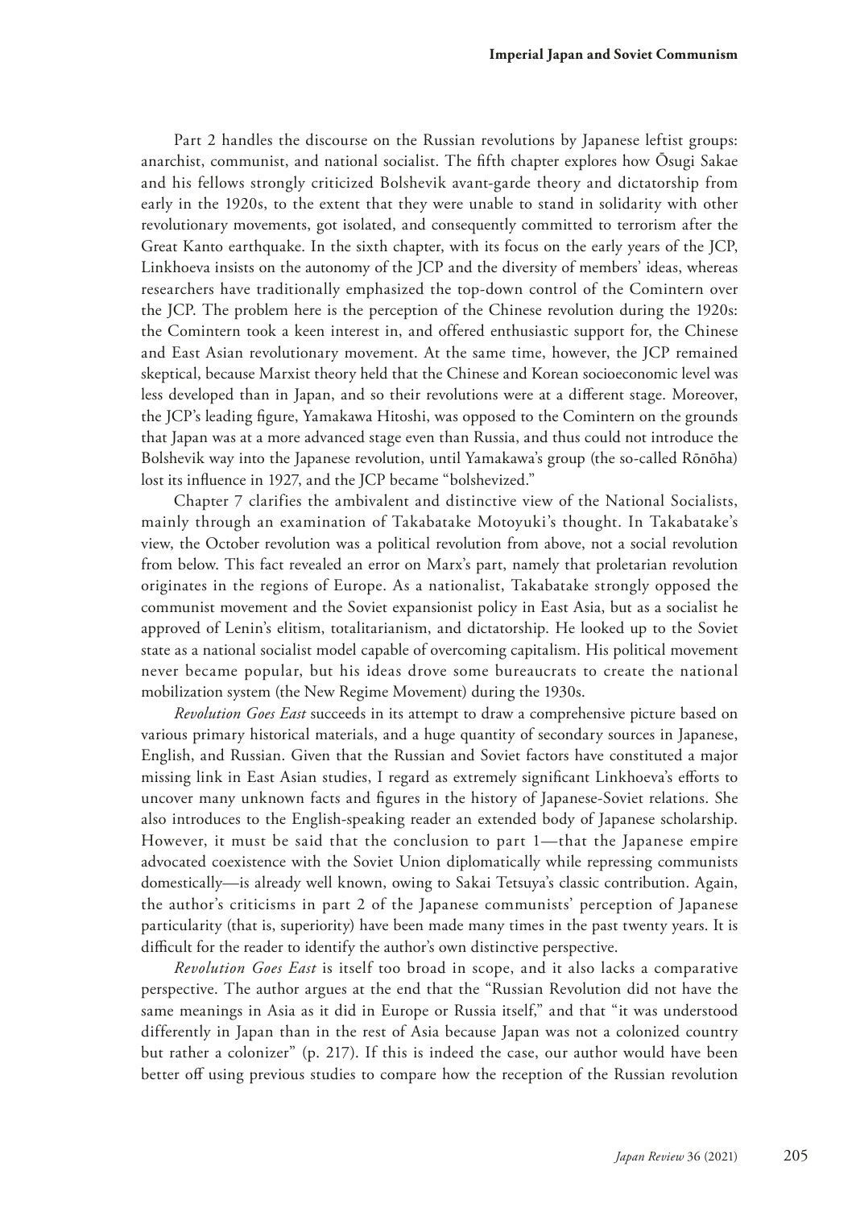Part 2 handles the discourse on the Russian revolutions by Japanese leftist groups: anarchist, communist, and national socialist. The fifth chapter explores how Ōsugi Sakae and his fellows strongly criticized Bolshevik avant-garde theory and dictatorship from early in the 1920s, to the extent that they were unable to stand in solidarity with other revolutionary movements, got isolated, and consequently committed to terrorism after the Great Kanto earthquake. In the sixth chapter, with its focus on the early years of the JCP, Linkhoeva insists on the autonomy of the JCP and the diversity of members' ideas, whereas researchers have traditionally emphasized the top-down control of the Comintern over the JCP. The problem here is the perception of the Chinese revolution during the 1920s: the Comintern took a keen interest in, and offered enthusiastic support for, the Chinese and East Asian revolutionary movement. At the same time, however, the JCP remained skeptical, because Marxist theory held that the Chinese and Korean socioeconomic level was less developed than in Japan, and so their revolutions were at a different stage. Moreover, the JCP's leading figure, Yamakawa Hitoshi, was opposed to the Comintern on the grounds that Japan was at a more advanced stage even than Russia, and thus could not introduce the Bolshevik way into the Japanese revolution, until Yamakawa's group (the so-called Rōnōha) lost its influence in 1927, and the JCP became "bolshevized."

Chapter 7 clarifies the ambivalent and distinctive view of the National Socialists, mainly through an examination of Takabatake Motoyuki's thought. In Takabatake's view, the October revolution was a political revolution from above, not a social revolution from below. This fact revealed an error on Marx's part, namely that proletarian revolution originates in the regions of Europe. As a nationalist, Takabatake strongly opposed the communist movement and the Soviet expansionist policy in East Asia, but as a socialist he approved of Lenin's elitism, totalitarianism, and dictatorship. He looked up to the Soviet state as a national socialist model capable of overcoming capitalism. His political movement never became popular, but his ideas drove some bureaucrats to create the national mobilization system (the New Regime Movement) during the 1930s.

*Revolution Goes East* succeeds in its attempt to draw a comprehensive picture based on various primary historical materials, and a huge quantity of secondary sources in Japanese, English, and Russian. Given that the Russian and Soviet factors have constituted a major missing link in East Asian studies, I regard as extremely significant Linkhoeva's efforts to uncover many unknown facts and figures in the history of Japanese-Soviet relations. She also introduces to the English-speaking reader an extended body of Japanese scholarship. However, it must be said that the conclusion to part 1—that the Japanese empire advocated coexistence with the Soviet Union diplomatically while repressing communists domestically—is already well known, owing to Sakai Tetsuya's classic contribution. Again, the author's criticisms in part 2 of the Japanese communists' perception of Japanese particularity (that is, superiority) have been made many times in the past twenty years. It is difficult for the reader to identify the author's own distinctive perspective.

*Revolution Goes East* is itself too broad in scope, and it also lacks a comparative perspective. The author argues at the end that the "Russian Revolution did not have the same meanings in Asia as it did in Europe or Russia itself," and that "it was understood differently in Japan than in the rest of Asia because Japan was not a colonized country but rather a colonizer" (p. 217). If this is indeed the case, our author would have been better off using previous studies to compare how the reception of the Russian revolution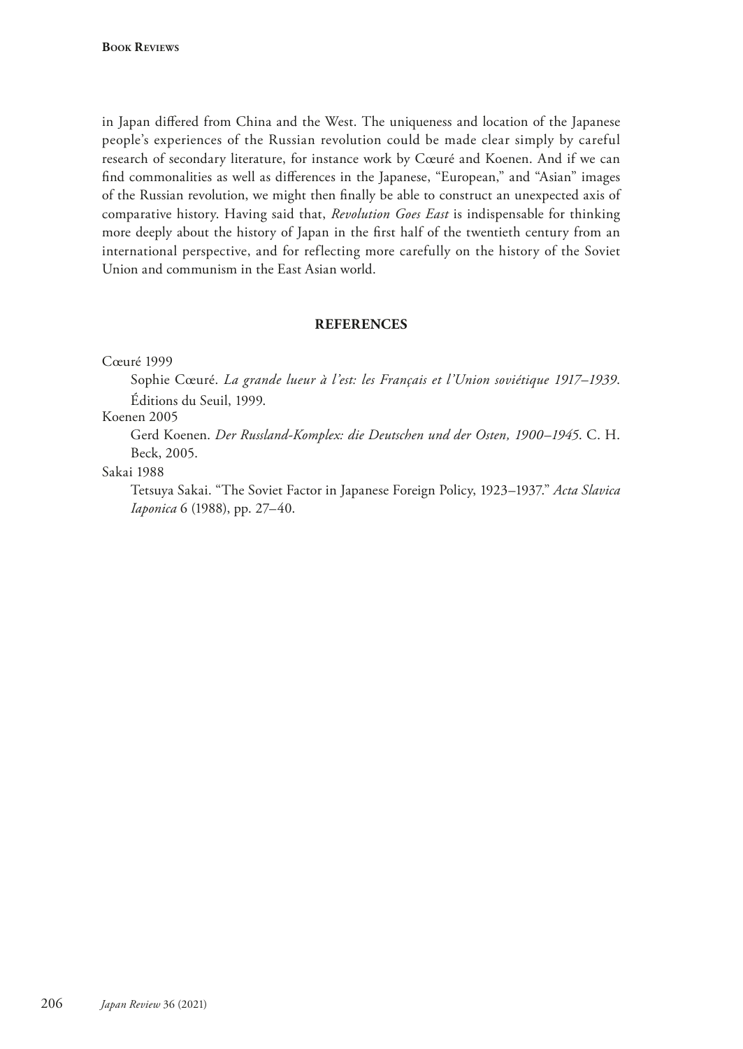in Japan differed from China and the West. The uniqueness and location of the Japanese people's experiences of the Russian revolution could be made clear simply by careful research of secondary literature, for instance work by Cœuré and Koenen. And if we can find commonalities as well as differences in the Japanese, "European," and "Asian" images of the Russian revolution, we might then finally be able to construct an unexpected axis of comparative history. Having said that, *Revolution Goes East* is indispensable for thinking more deeply about the history of Japan in the first half of the twentieth century from an international perspective, and for reflecting more carefully on the history of the Soviet Union and communism in the East Asian world.

## REFERENCES

Cœuré 1999

Sophie Cœuré. *La grande lueur à l'est: les Français et l'Union soviétique 1917–1939*. Éditions du Seuil, 1999.

Koenen 2005

Gerd Koenen. *Der Russland-Komplex: die Deutschen und der Osten, 1900–1945*. C. H. Beck, 2005.

Sakai 1988

Tetsuya Sakai. "The Soviet Factor in Japanese Foreign Policy, 1923–1937." *Acta Slavica Iaponica* 6 (1988), pp. 27–40.